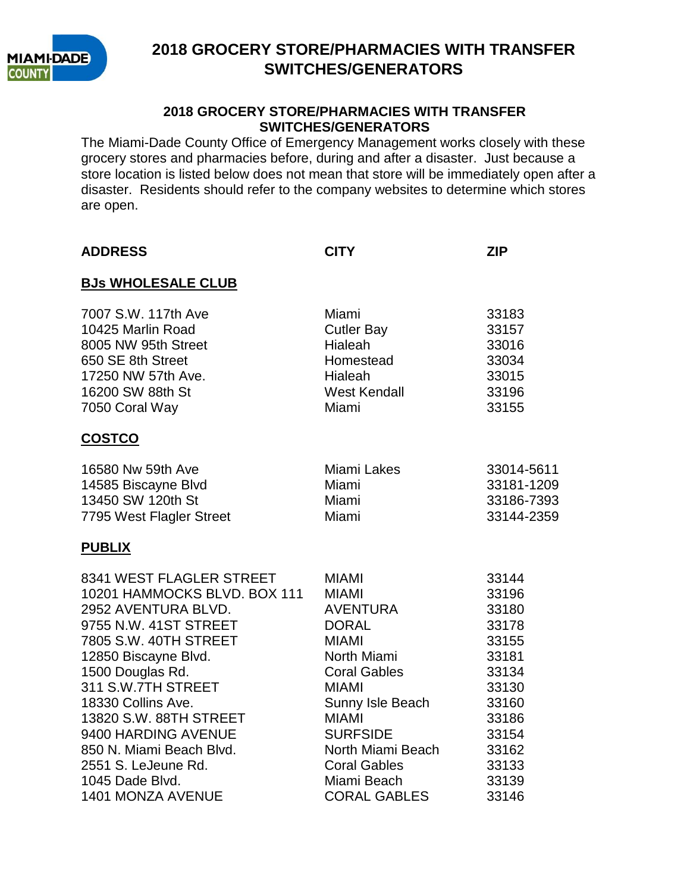# 2018 GROCERY STORE/PHARMACIES WITH TRANSFER SWITCHES/GENERATORS

## 2018 GROCERY STORE/PHARMACIES WITH TRANSFER SWITCHES/GENERATORS

The Miami-Dade County Office of Emergency Management works closely with these grocery stores and pharmacies before, during and after a disaster. Just because a store location is listed below does not mean that store will be immediately open after a disaster. Residents should refer to the company websites to determine which stores are open.

| ADDRESS | CITY | ZIP |
|---|---|---|
| **BJs WHOLESALE CLUB** | | |
| 7007 S.W. 117th Ave | Miami | 33183 |
| 10425 Marlin Road | Cutler Bay | 33157 |
| 8005 NW 95th Street | Hialeah | 33016 |
| 650 SE 8th Street | Homestead | 33034 |
| 17250 NW 57th Ave. | Hialeah | 33015 |
| 16200 SW 88th St | West Kendall | 33196 |
| 7050 Coral Way | Miami | 33155 |
| **COSTCO** | | |
| 16580 Nw 59th Ave | Miami Lakes | 33014-5611 |
| 14585 Biscayne Blvd | Miami | 33181-1209 |
| 13450 SW 120th St | Miami | 33186-7393 |
| 7795 West Flagler Street | Miami | 33144-2359 |
| **PUBLIX** | | |
| 8341 WEST FLAGLER STREET | MIAMI | 33144 |
| 10201 HAMMOCKS BLVD. BOX 111 | MIAMI | 33196 |
| 2952 AVENTURA BLVD. | AVENTURA | 33180 |
| 9755 N.W. 41ST STREET | DORAL | 33178 |
| 7805 S.W. 40TH STREET | MIAMI | 33155 |
| 12850 Biscayne Blvd. | North Miami | 33181 |
| 1500 Douglas Rd. | Coral Gables | 33134 |
| 311 S.W.7TH STREET | MIAMI | 33130 |
| 18330 Collins Ave. | Sunny Isle Beach | 33160 |
| 13820 S.W. 88TH STREET | MIAMI | 33186 |
| 9400 HARDING AVENUE | SURFSIDE | 33154 |
| 850 N. Miami Beach Blvd. | North Miami Beach | 33162 |
| 2551 S. LeJeune Rd. | Coral Gables | 33133 |
| 1045 Dade Blvd. | Miami Beach | 33139 |
| 1401 MONZA AVENUE | CORAL GABLES | 33146 |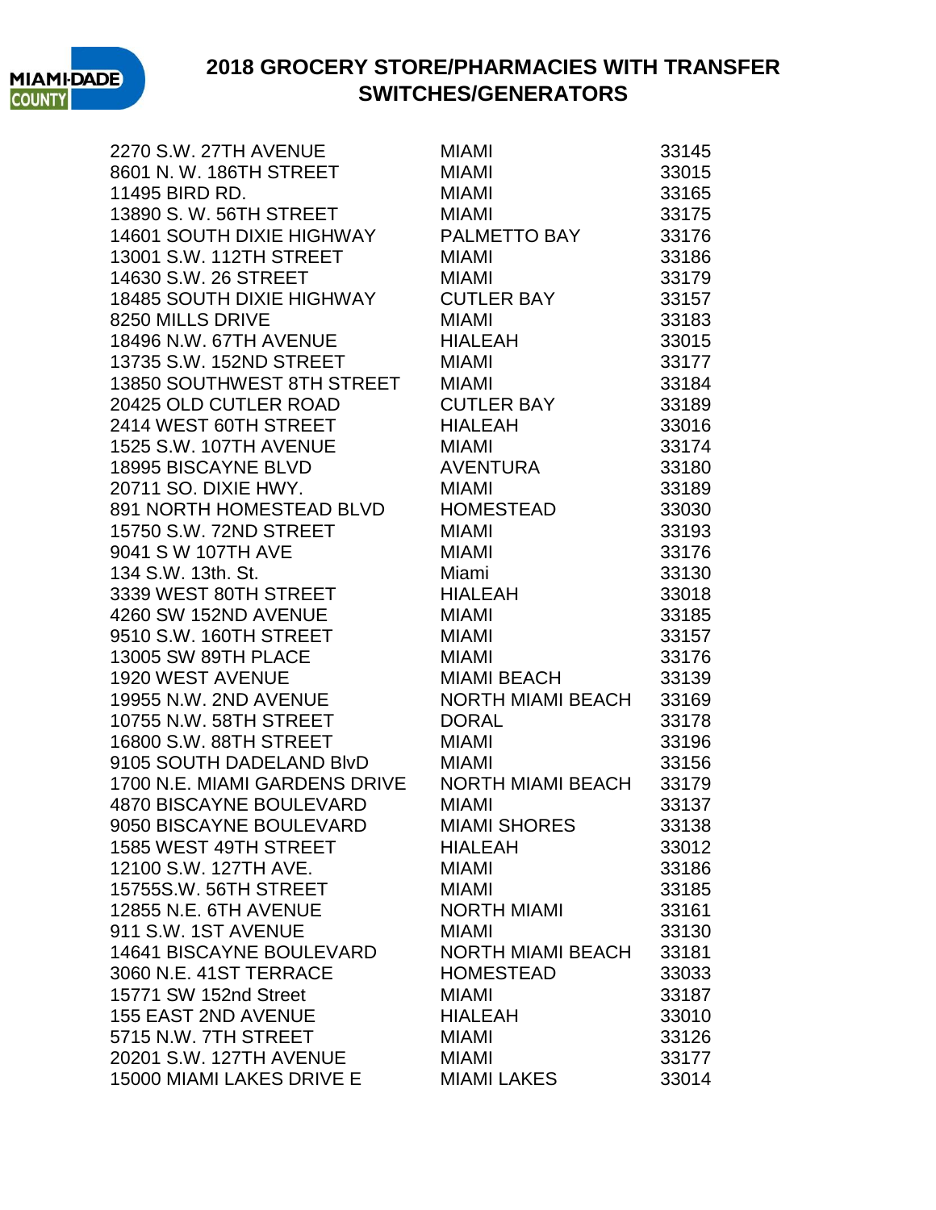# 2018 GROCERY STORE/PHARMACIES WITH TRANSFER SWITCHES/GENERATORS

| | | |
|---|---|---|
| 2270 S.W. 27TH AVENUE | MIAMI | 33145 |
| 8601 N. W. 186TH STREET | MIAMI | 33015 |
| 11495 BIRD RD. | MIAMI | 33165 |
| 13890 S. W. 56TH STREET | MIAMI | 33175 |
| 14601 SOUTH DIXIE HIGHWAY | PALMETTO BAY | 33176 |
| 13001 S.W. 112TH STREET | MIAMI | 33186 |
| 14630 S.W. 26 STREET | MIAMI | 33179 |
| 18485 SOUTH DIXIE HIGHWAY | CUTLER BAY | 33157 |
| 8250 MILLS DRIVE | MIAMI | 33183 |
| 18496 N.W. 67TH AVENUE | HIALEAH | 33015 |
| 13735 S.W. 152ND STREET | MIAMI | 33177 |
| 13850 SOUTHWEST 8TH STREET | MIAMI | 33184 |
| 20425 OLD CUTLER ROAD | CUTLER BAY | 33189 |
| 2414 WEST 60TH STREET | HIALEAH | 33016 |
| 1525 S.W. 107TH AVENUE | MIAMI | 33174 |
| 18995 BISCAYNE BLVD | AVENTURA | 33180 |
| 20711 SO. DIXIE HWY. | MIAMI | 33189 |
| 891 NORTH HOMESTEAD BLVD | HOMESTEAD | 33030 |
| 15750 S.W. 72ND STREET | MIAMI | 33193 |
| 9041 S W 107TH AVE | MIAMI | 33176 |
| 134 S.W. 13th. St. | Miami | 33130 |
| 3339 WEST 80TH STREET | HIALEAH | 33018 |
| 4260 SW 152ND AVENUE | MIAMI | 33185 |
| 9510 S.W. 160TH STREET | MIAMI | 33157 |
| 13005 SW 89TH PLACE | MIAMI | 33176 |
| 1920 WEST AVENUE | MIAMI BEACH | 33139 |
| 19955 N.W. 2ND AVENUE | NORTH MIAMI BEACH | 33169 |
| 10755 N.W. 58TH STREET | DORAL | 33178 |
| 16800 S.W. 88TH STREET | MIAMI | 33196 |
| 9105 SOUTH DADELAND BlvD | MIAMI | 33156 |
| 1700 N.E. MIAMI GARDENS DRIVE | NORTH MIAMI BEACH | 33179 |
| 4870 BISCAYNE BOULEVARD | MIAMI | 33137 |
| 9050 BISCAYNE BOULEVARD | MIAMI SHORES | 33138 |
| 1585 WEST 49TH STREET | HIALEAH | 33012 |
| 12100 S.W. 127TH AVE. | MIAMI | 33186 |
| 15755S.W. 56TH STREET | MIAMI | 33185 |
| 12855 N.E. 6TH AVENUE | NORTH MIAMI | 33161 |
| 911 S.W. 1ST AVENUE | MIAMI | 33130 |
| 14641 BISCAYNE BOULEVARD | NORTH MIAMI BEACH | 33181 |
| 3060 N.E. 41ST TERRACE | HOMESTEAD | 33033 |
| 15771 SW 152nd Street | MIAMI | 33187 |
| 155 EAST 2ND AVENUE | HIALEAH | 33010 |
| 5715 N.W. 7TH STREET | MIAMI | 33126 |
| 20201 S.W. 127TH AVENUE | MIAMI | 33177 |
| 15000 MIAMI LAKES DRIVE E | MIAMI LAKES | 33014 |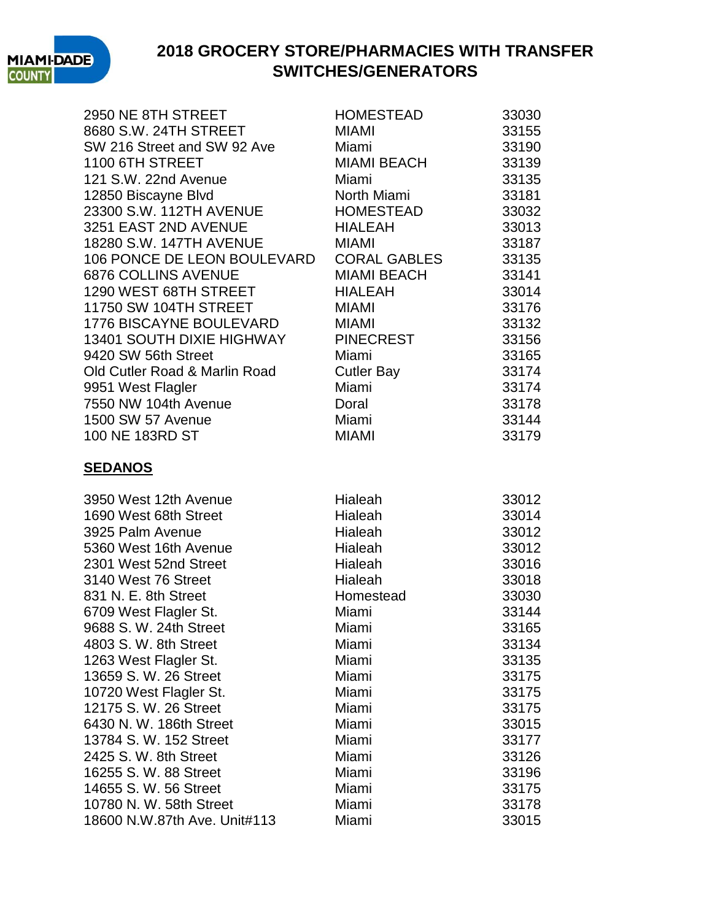# 2018 GROCERY STORE/PHARMACIES WITH TRANSFER SWITCHES/GENERATORS

| | | |
|---|---|---|
| 2950 NE 8TH STREET | HOMESTEAD | 33030 |
| 8680 S.W. 24TH STREET | MIAMI | 33155 |
| SW 216 Street and SW 92 Ave | Miami | 33190 |
| 1100 6TH STREET | MIAMI BEACH | 33139 |
| 121 S.W. 22nd Avenue | Miami | 33135 |
| 12850 Biscayne Blvd | North Miami | 33181 |
| 23300 S.W. 112TH AVENUE | HOMESTEAD | 33032 |
| 3251 EAST 2ND AVENUE | HIALEAH | 33013 |
| 18280 S.W. 147TH AVENUE | MIAMI | 33187 |
| 106 PONCE DE LEON BOULEVARD | CORAL GABLES | 33135 |
| 6876 COLLINS AVENUE | MIAMI BEACH | 33141 |
| 1290 WEST 68TH STREET | HIALEAH | 33014 |
| 11750 SW 104TH STREET | MIAMI | 33176 |
| 1776 BISCAYNE BOULEVARD | MIAMI | 33132 |
| 13401 SOUTH DIXIE HIGHWAY | PINECREST | 33156 |
| 9420 SW 56th Street | Miami | 33165 |
| Old Cutler Road & Marlin Road | Cutler Bay | 33174 |
| 9951 West Flagler | Miami | 33174 |
| 7550 NW 104th Avenue | Doral | 33178 |
| 1500 SW 57 Avenue | Miami | 33144 |
| 100 NE 183RD ST | MIAMI | 33179 |

**SEDANOS**

| | | |
|---|---|---|
| 3950 West 12th Avenue | Hialeah | 33012 |
| 1690 West 68th Street | Hialeah | 33014 |
| 3925 Palm Avenue | Hialeah | 33012 |
| 5360 West 16th Avenue | Hialeah | 33012 |
| 2301 West 52nd Street | Hialeah | 33016 |
| 3140 West 76 Street | Hialeah | 33018 |
| 831 N. E. 8th Street | Homestead | 33030 |
| 6709 West Flagler St. | Miami | 33144 |
| 9688 S. W. 24th Street | Miami | 33165 |
| 4803 S. W. 8th Street | Miami | 33134 |
| 1263 West Flagler St. | Miami | 33135 |
| 13659 S. W. 26 Street | Miami | 33175 |
| 10720 West Flagler St. | Miami | 33175 |
| 12175 S. W. 26 Street | Miami | 33175 |
| 6430 N. W. 186th Street | Miami | 33015 |
| 13784 S. W. 152 Street | Miami | 33177 |
| 2425 S. W. 8th Street | Miami | 33126 |
| 16255 S. W. 88 Street | Miami | 33196 |
| 14655 S. W. 56 Street | Miami | 33175 |
| 10780 N. W. 58th Street | Miami | 33178 |
| 18600 N.W.87th Ave. Unit#113 | Miami | 33015 |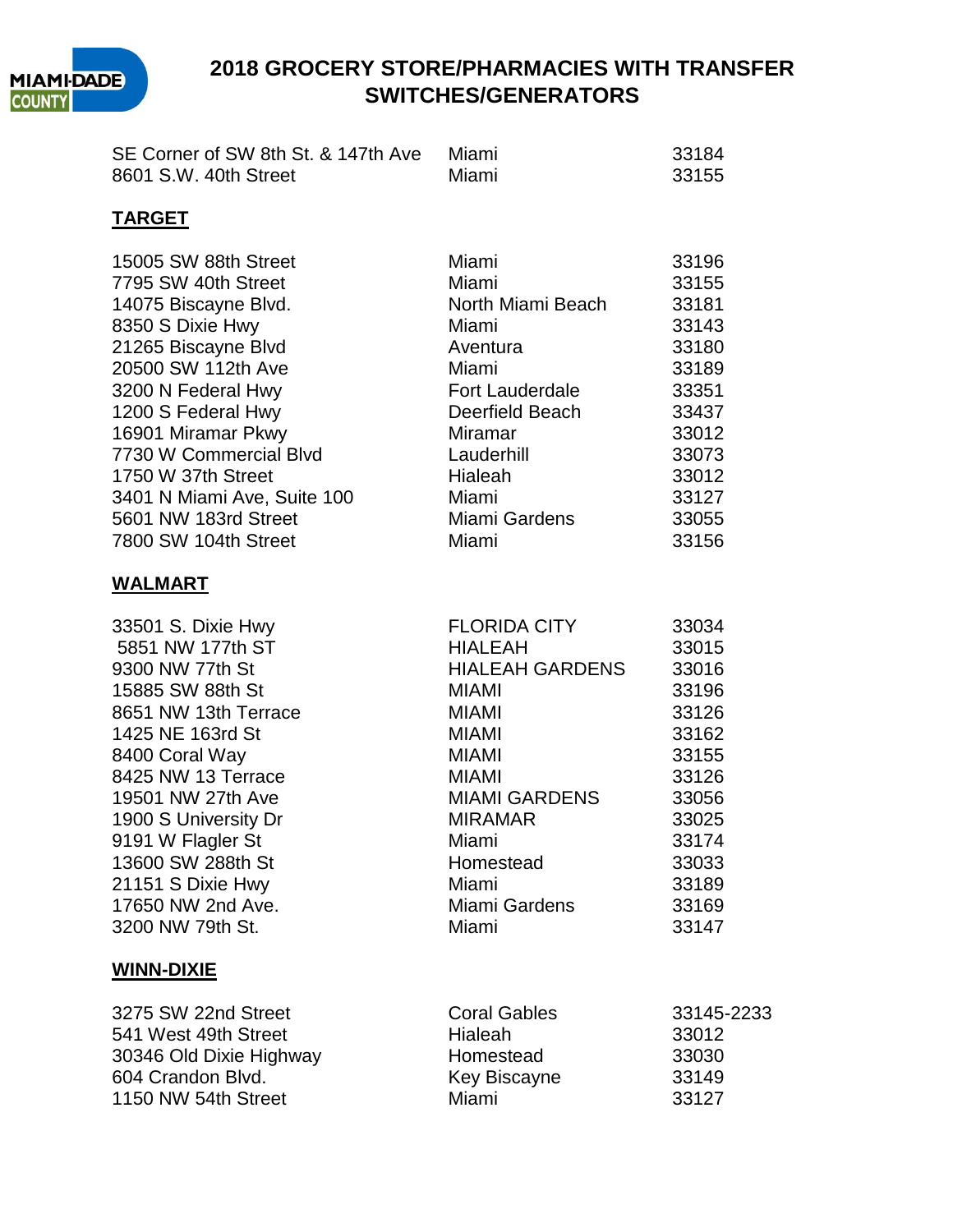# 2018 GROCERY STORE/PHARMACIES WITH TRANSFER SWITCHES/GENERATORS

| | | |
|---|---|---|
| SE Corner of SW 8th St. & 147th Ave | Miami | 33184 |
| 8601 S.W. 40th Street | Miami | 33155 |

## TARGET

| | | |
|---|---|---|
| 15005 SW 88th Street | Miami | 33196 |
| 7795 SW 40th Street | Miami | 33155 |
| 14075 Biscayne Blvd. | North Miami Beach | 33181 |
| 8350 S Dixie Hwy | Miami | 33143 |
| 21265 Biscayne Blvd | Aventura | 33180 |
| 20500 SW 112th Ave | Miami | 33189 |
| 3200 N Federal Hwy | Fort Lauderdale | 33351 |
| 1200 S Federal Hwy | Deerfield Beach | 33437 |
| 16901 Miramar Pkwy | Miramar | 33012 |
| 7730 W Commercial Blvd | Lauderhill | 33073 |
| 1750 W 37th Street | Hialeah | 33012 |
| 3401 N Miami Ave, Suite 100 | Miami | 33127 |
| 5601 NW 183rd Street | Miami Gardens | 33055 |
| 7800 SW 104th Street | Miami | 33156 |

## WALMART

| | | |
|---|---|---|
| 33501 S. Dixie Hwy | FLORIDA CITY | 33034 |
| 5851 NW 177th ST | HIALEAH | 33015 |
| 9300 NW 77th St | HIALEAH GARDENS | 33016 |
| 15885 SW 88th St | MIAMI | 33196 |
| 8651 NW 13th Terrace | MIAMI | 33126 |
| 1425 NE 163rd St | MIAMI | 33162 |
| 8400 Coral Way | MIAMI | 33155 |
| 8425 NW 13 Terrace | MIAMI | 33126 |
| 19501 NW 27th Ave | MIAMI GARDENS | 33056 |
| 1900 S University Dr | MIRAMAR | 33025 |
| 9191 W Flagler St | Miami | 33174 |
| 13600 SW 288th St | Homestead | 33033 |
| 21151 S Dixie Hwy | Miami | 33189 |
| 17650 NW 2nd Ave. | Miami Gardens | 33169 |
| 3200 NW 79th St. | Miami | 33147 |

## WINN-DIXIE

| | | |
|---|---|---|
| 3275 SW 22nd Street | Coral Gables | 33145-2233 |
| 541 West 49th Street | Hialeah | 33012 |
| 30346 Old Dixie Highway | Homestead | 33030 |
| 604 Crandon Blvd. | Key Biscayne | 33149 |
| 1150 NW 54th Street | Miami | 33127 |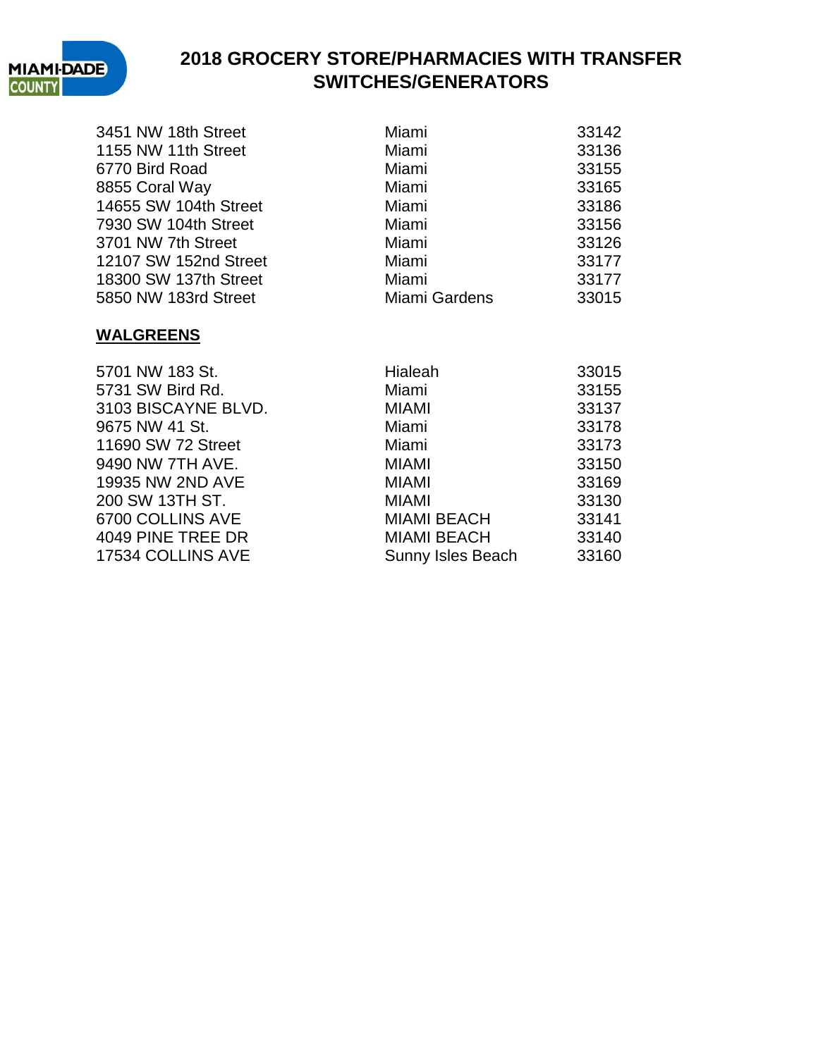# 2018 GROCERY STORE/PHARMACIES WITH TRANSFER SWITCHES/GENERATORS

| | | |
|---|---|---|
| 3451 NW 18th Street | Miami | 33142 |
| 1155 NW 11th Street | Miami | 33136 |
| 6770 Bird Road | Miami | 33155 |
| 8855 Coral Way | Miami | 33165 |
| 14655 SW 104th Street | Miami | 33186 |
| 7930 SW 104th Street | Miami | 33156 |
| 3701 NW 7th Street | Miami | 33126 |
| 12107 SW 152nd Street | Miami | 33177 |
| 18300 SW 137th Street | Miami | 33177 |
| 5850 NW 183rd Street | Miami Gardens | 33015 |

**WALGREENS**

| | | |
|---|---|---|
| 5701 NW 183 St. | Hialeah | 33015 |
| 5731 SW Bird Rd. | Miami | 33155 |
| 3103 BISCAYNE BLVD. | MIAMI | 33137 |
| 9675 NW 41 St. | Miami | 33178 |
| 11690 SW 72 Street | Miami | 33173 |
| 9490 NW 7TH AVE. | MIAMI | 33150 |
| 19935 NW 2ND AVE | MIAMI | 33169 |
| 200 SW 13TH ST. | MIAMI | 33130 |
| 6700 COLLINS AVE | MIAMI BEACH | 33141 |
| 4049 PINE TREE DR | MIAMI BEACH | 33140 |
| 17534 COLLINS AVE | Sunny Isles Beach | 33160 |